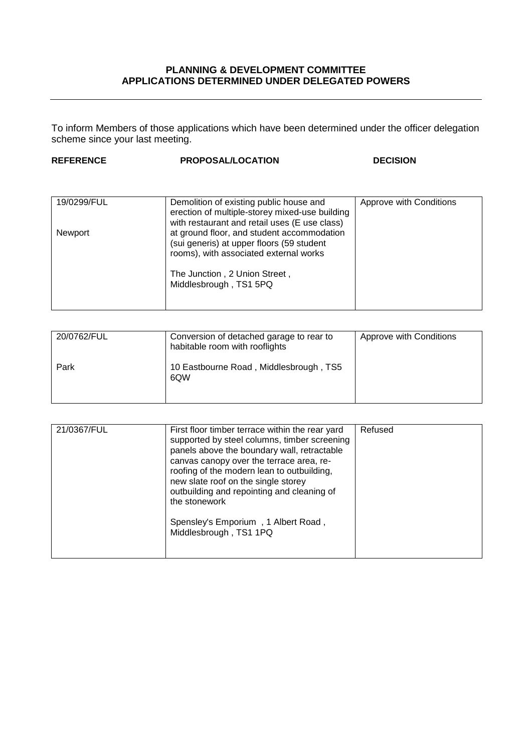## PLANNING & DEVELOPMENT COMMITTEE
## APPLICATIONS DETERMINED UNDER DELEGATED POWERS

---

To inform Members of those applications which have been determined under the officer delegation scheme since your last meeting.

| REFERENCE | PROPOSAL/LOCATION | DECISION |
|---|---|---|
| 19/0299/FUL<br><br>Newport | Demolition of existing public house and erection of multiple-storey mixed-use building with restaurant and retail uses (E use class) at ground floor, and student accommodation (sui generis) at upper floors (59 student rooms), with associated external works<br><br>The Junction , 2 Union Street , Middlesbrough , TS1 5PQ | Approve with Conditions |
| 20/0762/FUL<br><br>Park | Conversion of detached garage to rear to habitable room with rooflights<br><br>10 Eastbourne Road , Middlesbrough , TS5 6QW | Approve with Conditions |
| 21/0367/FUL | First floor timber terrace within the rear yard supported by steel columns, timber screening panels above the boundary wall, retractable canvas canopy over the terrace area, re-roofing of the modern lean to outbuilding, new slate roof on the single storey outbuilding and repointing and cleaning of the stonework<br><br>Spensley's Emporium , 1 Albert Road , Middlesbrough , TS1 1PQ | Refused |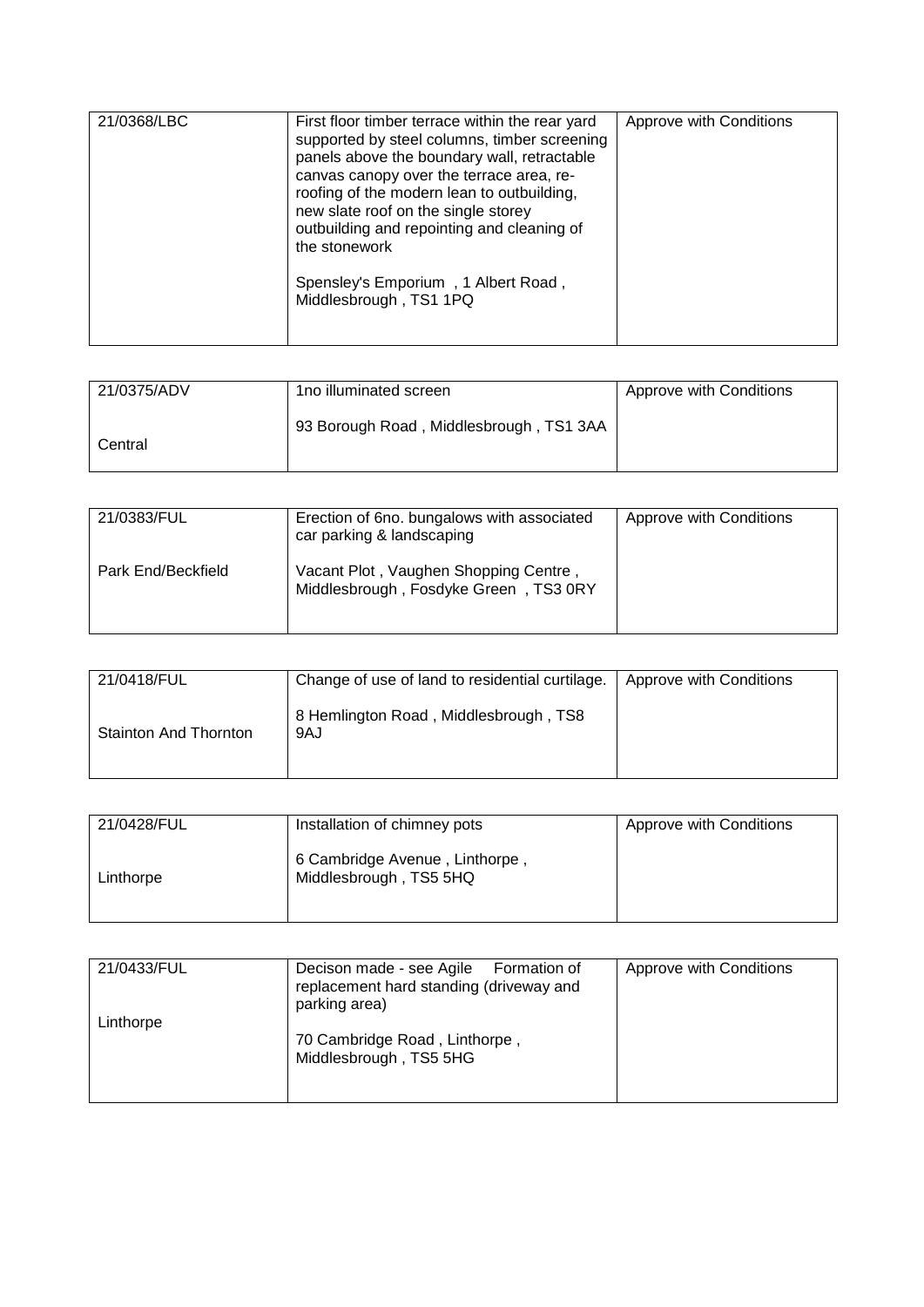| | | |
|---|---|---|
| 21/0368/LBC | First floor timber terrace within the rear yard supported by steel columns, timber screening panels above the boundary wall, retractable canvas canopy over the terrace area, re-roofing of the modern lean to outbuilding, new slate roof on the single storey outbuilding and repointing and cleaning of the stonework<br><br>Spensley's Emporium , 1 Albert Road , Middlesbrough , TS1 1PQ | Approve with Conditions |

| | | |
|---|---|---|
| 21/0375/ADV<br><br>Central | 1no illuminated screen<br><br>93 Borough Road , Middlesbrough , TS1 3AA | Approve with Conditions |

| | | |
|---|---|---|
| 21/0383/FUL<br><br>Park End/Beckfield | Erection of 6no. bungalows with associated car parking & landscaping<br><br>Vacant Plot , Vaughen Shopping Centre , Middlesbrough , Fosdyke Green , TS3 0RY | Approve with Conditions |

| | | |
|---|---|---|
| 21/0418/FUL<br><br>Stainton And Thornton | Change of use of land to residential curtilage.<br><br>8 Hemlington Road , Middlesbrough , TS8 9AJ | Approve with Conditions |

| | | |
|---|---|---|
| 21/0428/FUL<br><br>Linthorpe | Installation of chimney pots<br><br>6 Cambridge Avenue , Linthorpe , Middlesbrough , TS5 5HQ | Approve with Conditions |

| | | |
|---|---|---|
| 21/0433/FUL<br><br>Linthorpe | Decison made - see Agile Formation of replacement hard standing (driveway and parking area)<br><br>70 Cambridge Road , Linthorpe , Middlesbrough , TS5 5HG | Approve with Conditions |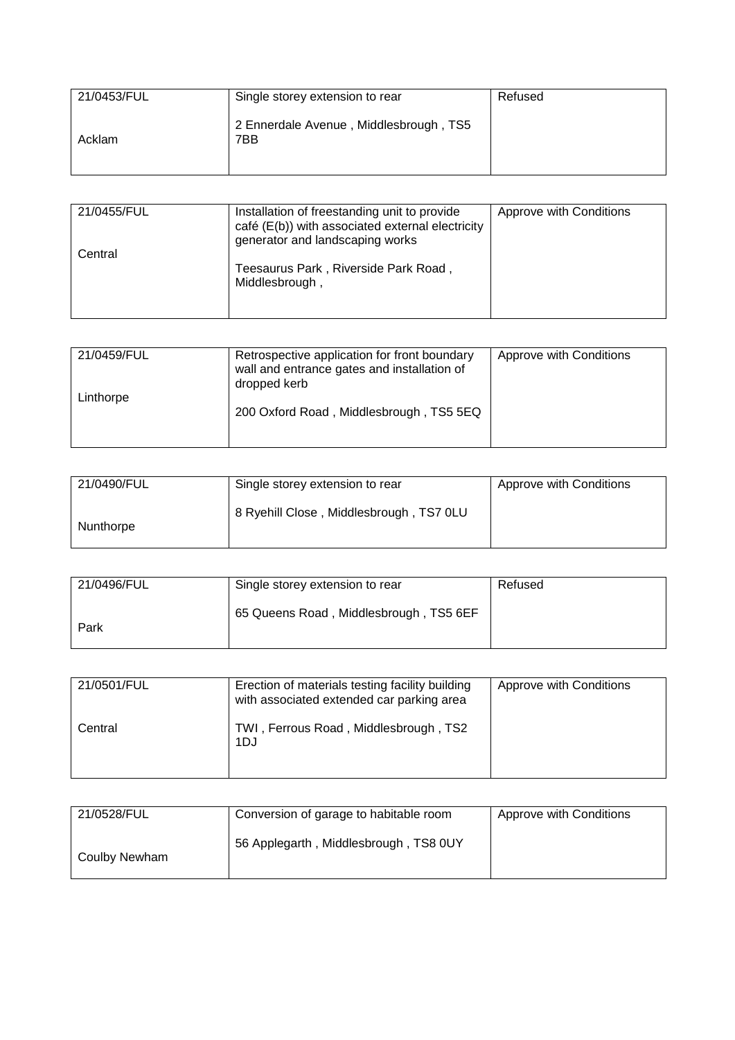| 21/0453/FUL<br><br>Acklam | Single storey extension to rear<br><br>2 Ennerdale Avenue , Middlesbrough , TS5 7BB | Refused |
|---|---|---|

| 21/0455/FUL<br><br>Central | Installation of freestanding unit to provide café (E(b)) with associated external electricity generator and landscaping works<br><br>Teesaurus Park , Riverside Park Road , Middlesbrough , | Approve with Conditions |
|---|---|---|

| 21/0459/FUL<br><br>Linthorpe | Retrospective application for front boundary wall and entrance gates and installation of dropped kerb<br><br>200 Oxford Road , Middlesbrough , TS5 5EQ | Approve with Conditions |
|---|---|---|

| 21/0490/FUL<br><br>Nunthorpe | Single storey extension to rear<br><br>8 Ryehill Close , Middlesbrough , TS7 0LU | Approve with Conditions |
|---|---|---|

| 21/0496/FUL<br><br>Park | Single storey extension to rear<br><br>65 Queens Road , Middlesbrough , TS5 6EF | Refused |
|---|---|---|

| 21/0501/FUL<br><br>Central | Erection of materials testing facility building with associated extended car parking area<br><br>TWI , Ferrous Road , Middlesbrough , TS2 1DJ | Approve with Conditions |
|---|---|---|

| 21/0528/FUL<br><br>Coulby Newham | Conversion of garage to habitable room<br><br>56 Applegarth , Middlesbrough , TS8 0UY | Approve with Conditions |
|---|---|---|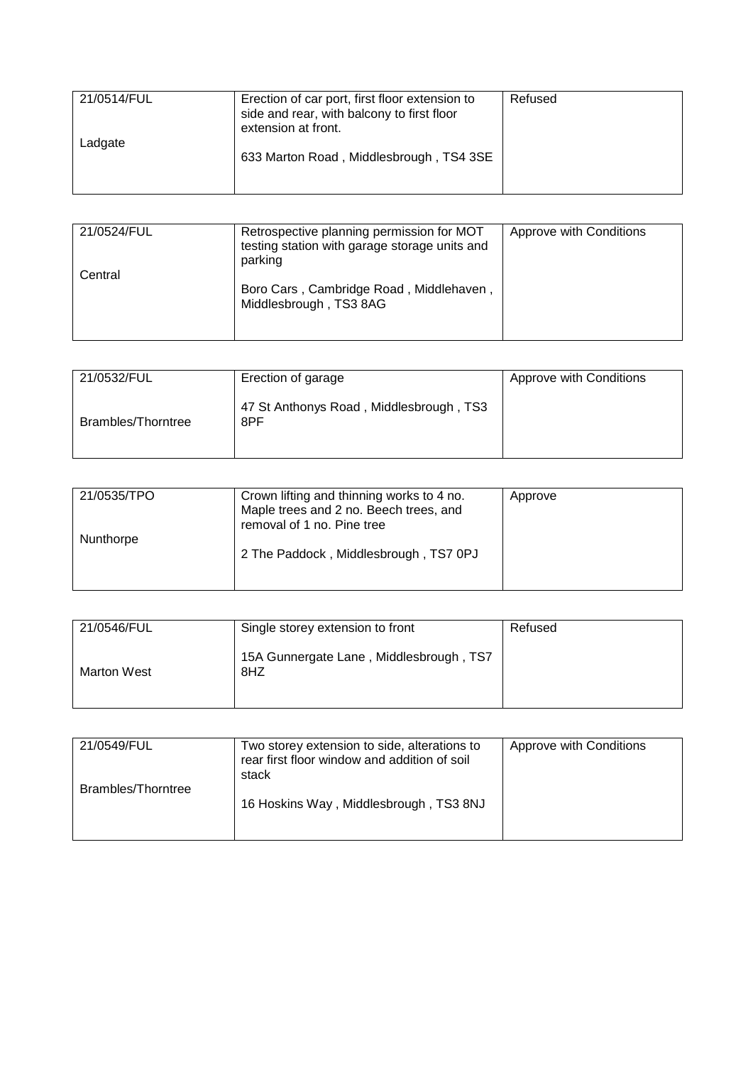| 21/0514/FUL<br><br>Ladgate | Erection of car port, first floor extension to side and rear, with balcony to first floor extension at front.<br><br>633 Marton Road , Middlesbrough , TS4 3SE | Refused |
|---|---|---|

| 21/0524/FUL<br><br>Central | Retrospective planning permission for MOT testing station with garage storage units and parking<br><br>Boro Cars , Cambridge Road , Middlehaven , Middlesbrough , TS3 8AG | Approve with Conditions |
|---|---|---|

| 21/0532/FUL<br><br>Brambles/Thorntree | Erection of garage<br><br>47 St Anthonys Road , Middlesbrough , TS3 8PF | Approve with Conditions |
|---|---|---|

| 21/0535/TPO<br><br>Nunthorpe | Crown lifting and thinning works to 4 no. Maple trees and 2 no. Beech trees, and removal of 1 no. Pine tree<br><br>2 The Paddock , Middlesbrough , TS7 0PJ | Approve |
|---|---|---|

| 21/0546/FUL<br><br>Marton West | Single storey extension to front<br><br>15A Gunnergate Lane , Middlesbrough , TS7 8HZ | Refused |
|---|---|---|

| 21/0549/FUL<br><br>Brambles/Thorntree | Two storey extension to side, alterations to rear first floor window and addition of soil stack<br><br>16 Hoskins Way , Middlesbrough , TS3 8NJ | Approve with Conditions |
|---|---|---|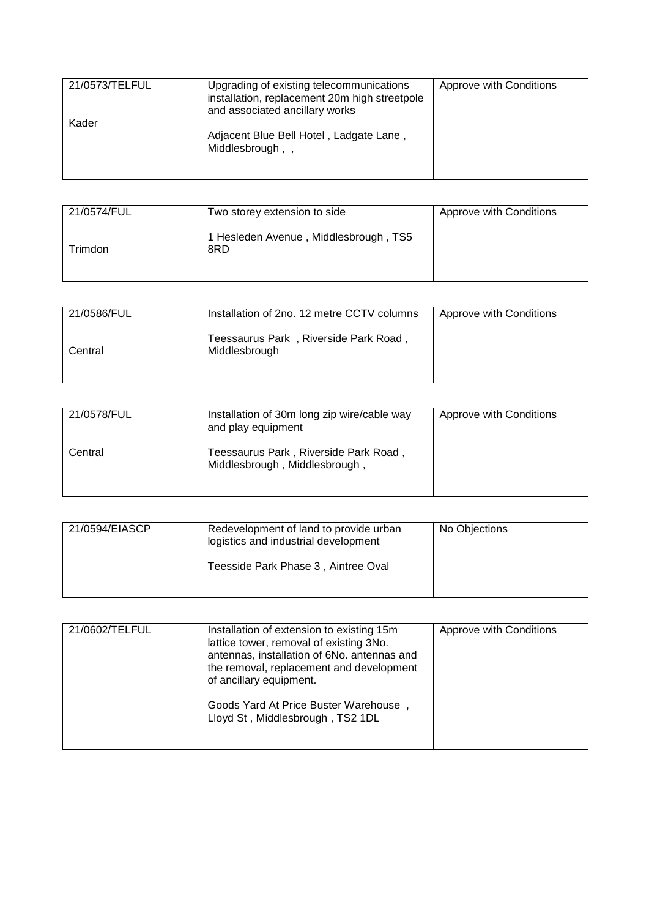| 21/0573/TELFUL<br><br>Kader | Upgrading of existing telecommunications installation, replacement 20m high streetpole and associated ancillary works<br><br>Adjacent Blue Bell Hotel , Ladgate Lane , Middlesbrough , , | Approve with Conditions |
|---|---|---|

| 21/0574/FUL<br><br>Trimdon | Two storey extension to side<br><br>1 Hesleden Avenue , Middlesbrough , TS5 8RD | Approve with Conditions |
|---|---|---|

| 21/0586/FUL<br><br>Central | Installation of 2no. 12 metre CCTV columns<br><br>Teessaurus Park , Riverside Park Road , Middlesbrough | Approve with Conditions |
|---|---|---|

| 21/0578/FUL<br><br>Central | Installation of 30m long zip wire/cable way and play equipment<br><br>Teessaurus Park , Riverside Park Road , Middlesbrough , Middlesbrough , | Approve with Conditions |
|---|---|---|

| 21/0594/EIASCP | Redevelopment of land to provide urban logistics and industrial development<br><br>Teesside Park Phase 3 , Aintree Oval | No Objections |
|---|---|---|

| 21/0602/TELFUL | Installation of extension to existing 15m lattice tower, removal of existing 3No. antennas, installation of 6No. antennas and the removal, replacement and development of ancillary equipment.<br><br>Goods Yard At Price Buster Warehouse , Lloyd St , Middlesbrough , TS2 1DL | Approve with Conditions |
|---|---|---|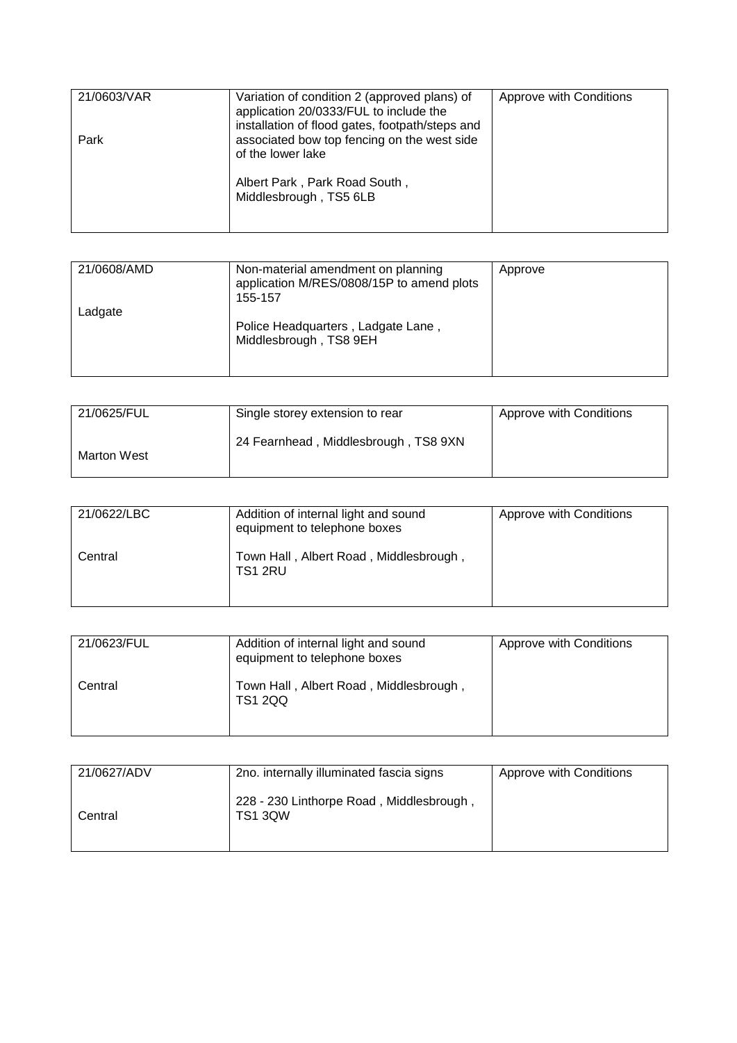| 21/0603/VAR<br><br>Park | Variation of condition 2 (approved plans) of application 20/0333/FUL to include the installation of flood gates, footpath/steps and associated bow top fencing on the west side of the lower lake<br><br>Albert Park , Park Road South , Middlesbrough , TS5 6LB | Approve with Conditions |
|---|---|---|

| 21/0608/AMD<br><br>Ladgate | Non-material amendment on planning application M/RES/0808/15P to amend plots 155-157<br><br>Police Headquarters , Ladgate Lane , Middlesbrough , TS8 9EH | Approve |
|---|---|---|

| 21/0625/FUL<br><br>Marton West | Single storey extension to rear<br><br>24 Fearnhead , Middlesbrough , TS8 9XN | Approve with Conditions |
|---|---|---|

| 21/0622/LBC<br><br>Central | Addition of internal light and sound equipment to telephone boxes<br><br>Town Hall , Albert Road , Middlesbrough , TS1 2RU | Approve with Conditions |
|---|---|---|

| 21/0623/FUL<br><br>Central | Addition of internal light and sound equipment to telephone boxes<br><br>Town Hall , Albert Road , Middlesbrough , TS1 2QQ | Approve with Conditions |
|---|---|---|

| 21/0627/ADV<br><br>Central | 2no. internally illuminated fascia signs<br><br>228 - 230 Linthorpe Road , Middlesbrough , TS1 3QW | Approve with Conditions |
|---|---|---|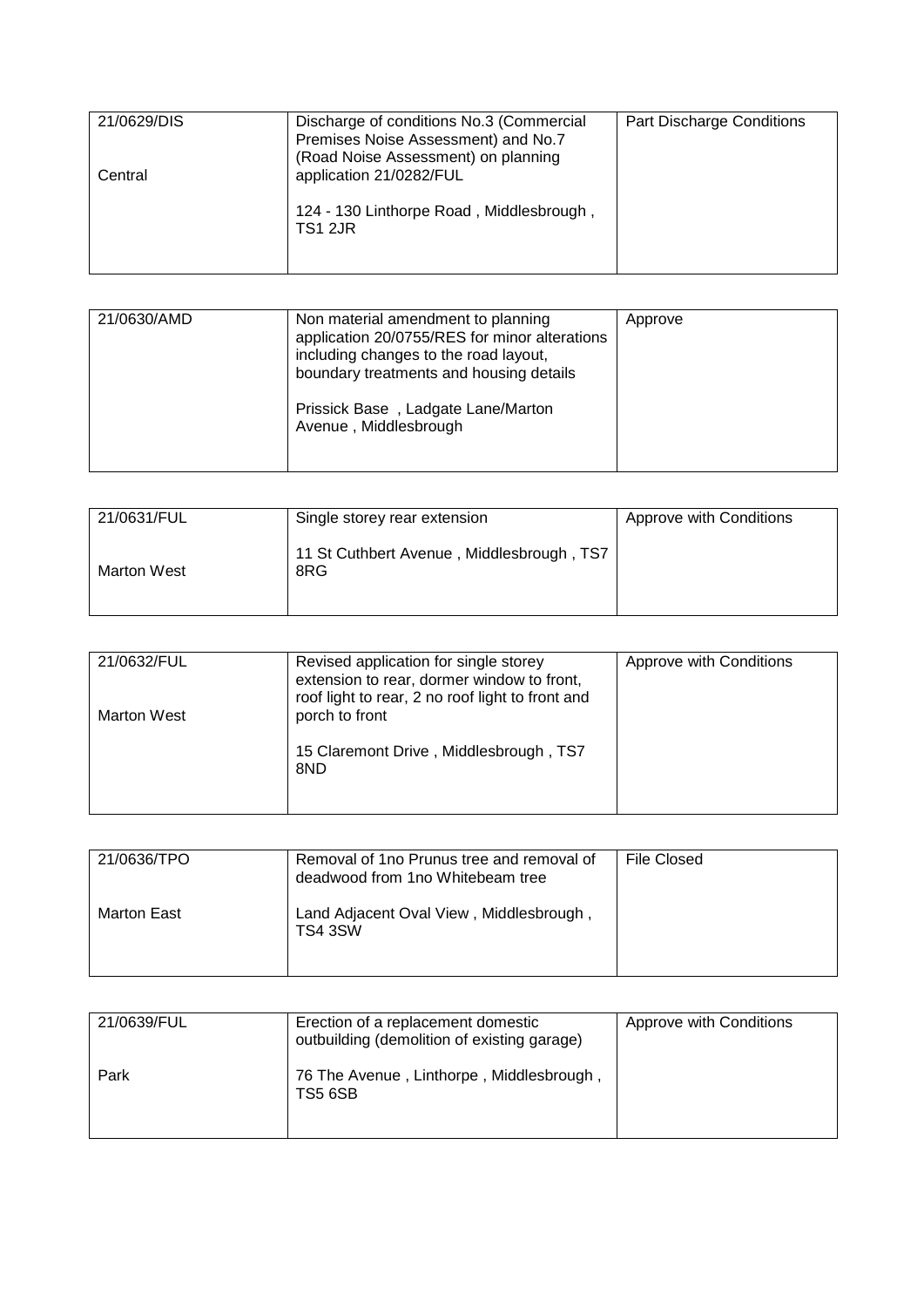| 21/0629/DIS<br><br>Central | Discharge of conditions No.3 (Commercial Premises Noise Assessment) and No.7 (Road Noise Assessment) on planning application 21/0282/FUL<br><br>124 - 130 Linthorpe Road , Middlesbrough , TS1 2JR | Part Discharge Conditions |
|---|---|---|

| 21/0630/AMD | Non material amendment to planning application 20/0755/RES for minor alterations including changes to the road layout, boundary treatments and housing details<br><br>Prissick Base , Ladgate Lane/Marton Avenue , Middlesbrough | Approve |
|---|---|---|

| 21/0631/FUL<br><br>Marton West | Single storey rear extension<br><br>11 St Cuthbert Avenue , Middlesbrough , TS7 8RG | Approve with Conditions |
|---|---|---|

| 21/0632/FUL<br><br>Marton West | Revised application for single storey extension to rear, dormer window to front, roof light to rear, 2 no roof light to front and porch to front<br><br>15 Claremont Drive , Middlesbrough , TS7 8ND | Approve with Conditions |
|---|---|---|

| 21/0636/TPO<br><br>Marton East | Removal of 1no Prunus tree and removal of deadwood from 1no Whitebeam tree<br><br>Land Adjacent Oval View , Middlesbrough , TS4 3SW | File Closed |
|---|---|---|

| 21/0639/FUL<br><br>Park | Erection of a replacement domestic outbuilding (demolition of existing garage)<br><br>76 The Avenue , Linthorpe , Middlesbrough , TS5 6SB | Approve with Conditions |
|---|---|---|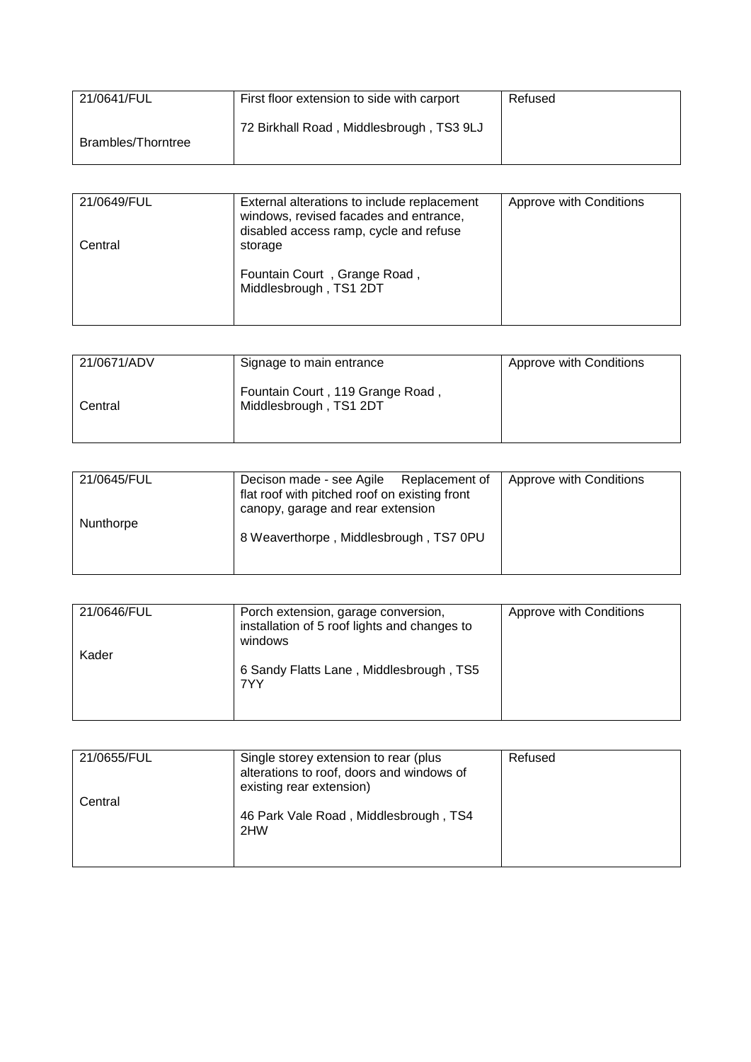| 21/0641/FUL<br><br>Brambles/Thorntree | First floor extension to side with carport<br><br>72 Birkhall Road , Middlesbrough , TS3 9LJ | Refused |
|---|---|---|

| 21/0649/FUL<br><br>Central | External alterations to include replacement windows, revised facades and entrance, disabled access ramp, cycle and refuse storage<br><br>Fountain Court , Grange Road , Middlesbrough , TS1 2DT | Approve with Conditions |
|---|---|---|

| 21/0671/ADV<br><br>Central | Signage to main entrance<br><br>Fountain Court , 119 Grange Road , Middlesbrough , TS1 2DT | Approve with Conditions |
|---|---|---|

| 21/0645/FUL<br><br>Nunthorpe | Decison made - see Agile Replacement of flat roof with pitched roof on existing front canopy, garage and rear extension<br><br>8 Weaverthorpe , Middlesbrough , TS7 0PU | Approve with Conditions |
|---|---|---|

| 21/0646/FUL<br><br>Kader | Porch extension, garage conversion, installation of 5 roof lights and changes to windows<br><br>6 Sandy Flatts Lane , Middlesbrough , TS5 7YY | Approve with Conditions |
|---|---|---|

| 21/0655/FUL<br><br>Central | Single storey extension to rear (plus alterations to roof, doors and windows of existing rear extension)<br><br>46 Park Vale Road , Middlesbrough , TS4 2HW | Refused |
|---|---|---|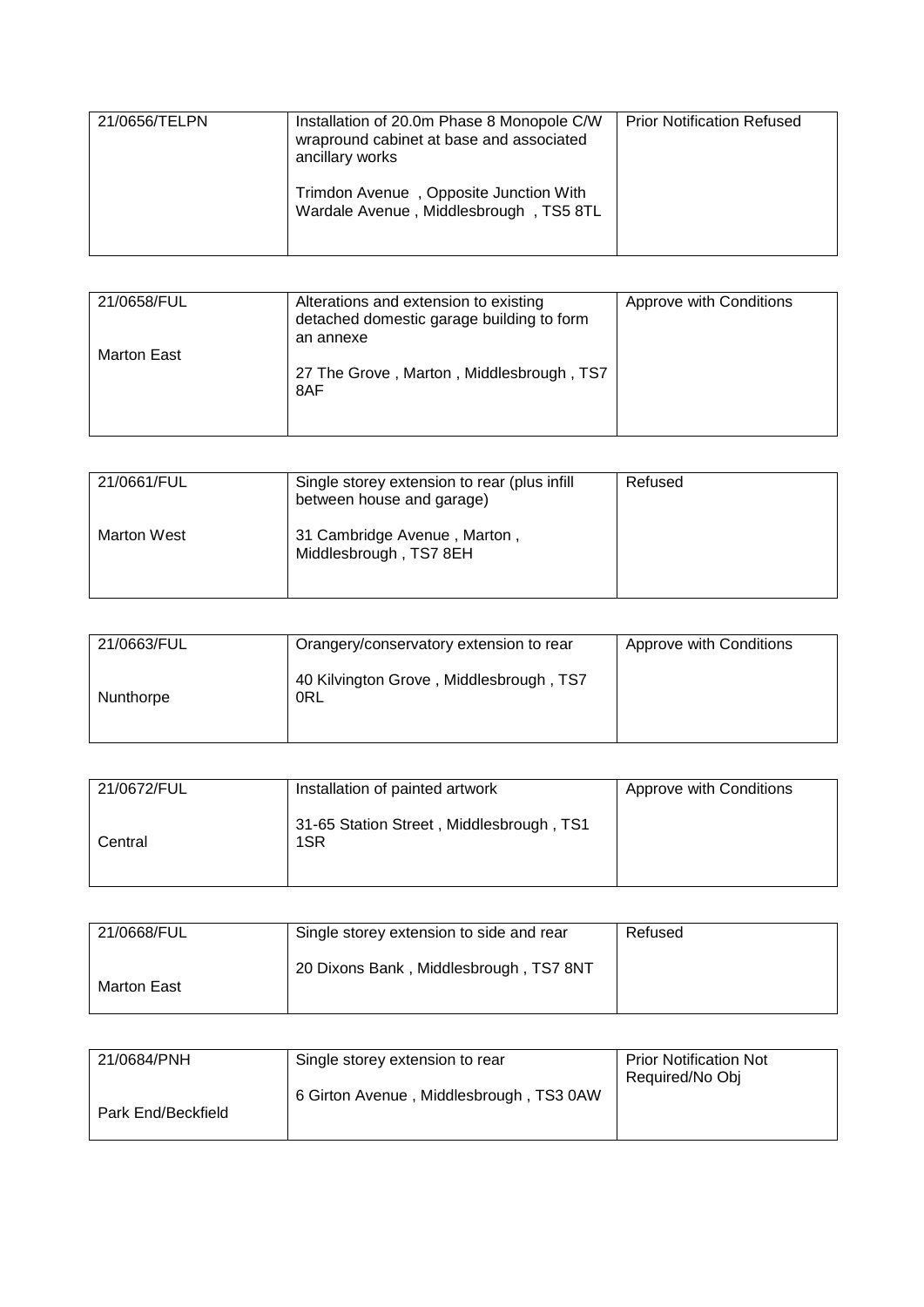| 21/0656/TELPN | Installation of 20.0m Phase 8 Monopole C/W wrapround cabinet at base and associated ancillary works<br><br>Trimdon Avenue , Opposite Junction With Wardale Avenue , Middlesbrough , TS5 8TL | Prior Notification Refused |
|---|---|---|

| 21/0658/FUL<br><br>Marton East | Alterations and extension to existing detached domestic garage building to form an annexe<br><br>27 The Grove , Marton , Middlesbrough , TS7 8AF | Approve with Conditions |
|---|---|---|

| 21/0661/FUL<br><br>Marton West | Single storey extension to rear (plus infill between house and garage)<br><br>31 Cambridge Avenue , Marton , Middlesbrough , TS7 8EH | Refused |
|---|---|---|

| 21/0663/FUL<br><br>Nunthorpe | Orangery/conservatory extension to rear<br><br>40 Kilvington Grove , Middlesbrough , TS7 0RL | Approve with Conditions |
|---|---|---|

| 21/0672/FUL<br><br>Central | Installation of painted artwork<br><br>31-65 Station Street , Middlesbrough , TS1 1SR | Approve with Conditions |
|---|---|---|

| 21/0668/FUL<br><br>Marton East | Single storey extension to side and rear<br><br>20 Dixons Bank , Middlesbrough , TS7 8NT | Refused |
|---|---|---|

| 21/0684/PNH<br><br>Park End/Beckfield | Single storey extension to rear<br><br>6 Girton Avenue , Middlesbrough , TS3 0AW | Prior Notification Not Required/No Obj |
|---|---|---|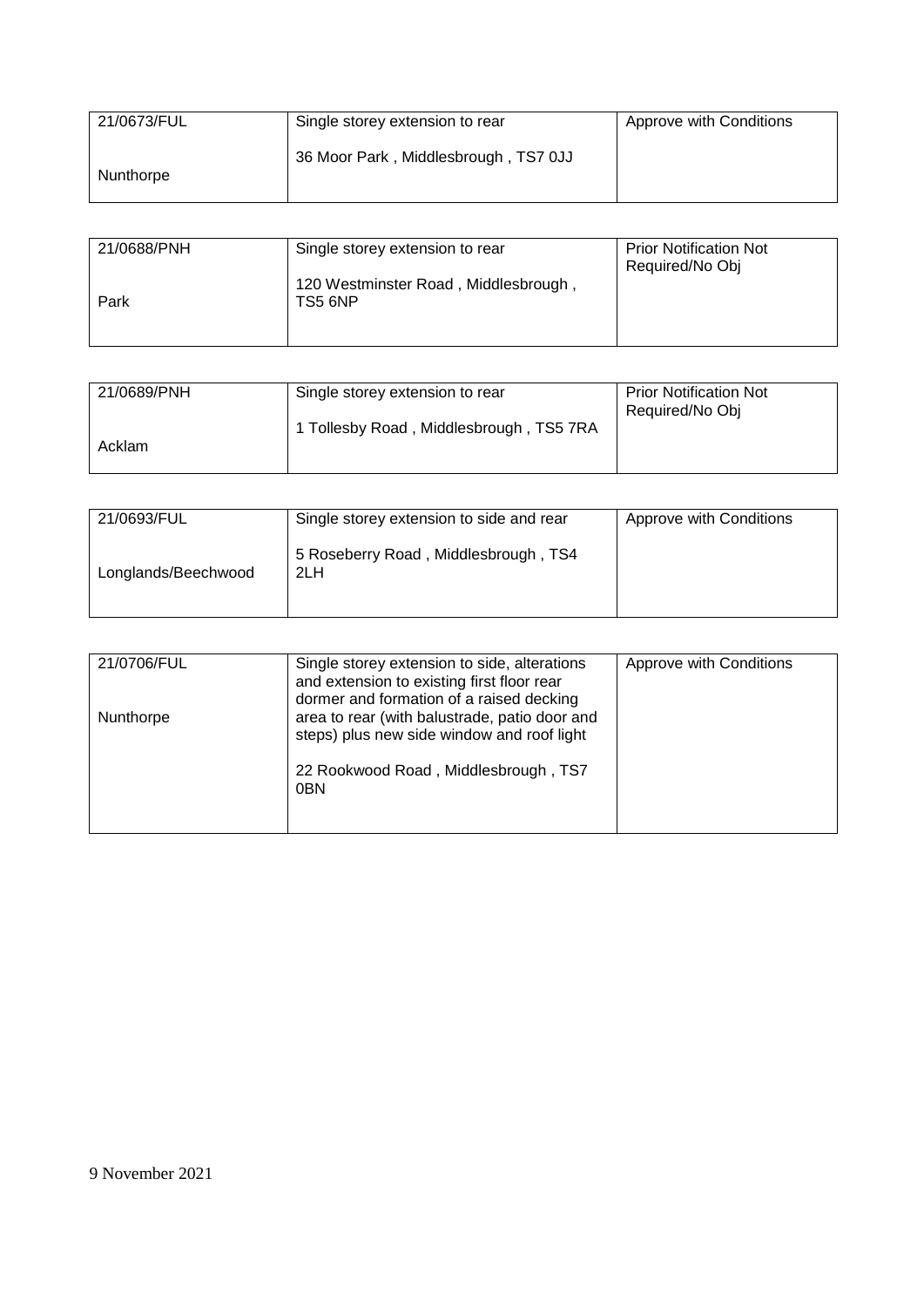| | | |
|---|---|---|
| 21/0673/FUL<br><br>Nunthorpe | Single storey extension to rear<br><br>36 Moor Park , Middlesbrough , TS7 0JJ | Approve with Conditions |

| | | |
|---|---|---|
| 21/0688/PNH<br><br>Park | Single storey extension to rear<br><br>120 Westminster Road , Middlesbrough , TS5 6NP | Prior Notification Not Required/No Obj |

| | | |
|---|---|---|
| 21/0689/PNH<br><br>Acklam | Single storey extension to rear<br><br>1 Tollesby Road , Middlesbrough , TS5 7RA | Prior Notification Not Required/No Obj |

| | | |
|---|---|---|
| 21/0693/FUL<br><br>Longlands/Beechwood | Single storey extension to side and rear<br><br>5 Roseberry Road , Middlesbrough , TS4 2LH | Approve with Conditions |

| | | |
|---|---|---|
| 21/0706/FUL<br><br>Nunthorpe | Single storey extension to side, alterations and extension to existing first floor rear dormer and formation of a raised decking area to rear (with balustrade, patio door and steps) plus new side window and roof light<br><br>22 Rookwood Road , Middlesbrough , TS7 0BN | Approve with Conditions |

9 November 2021